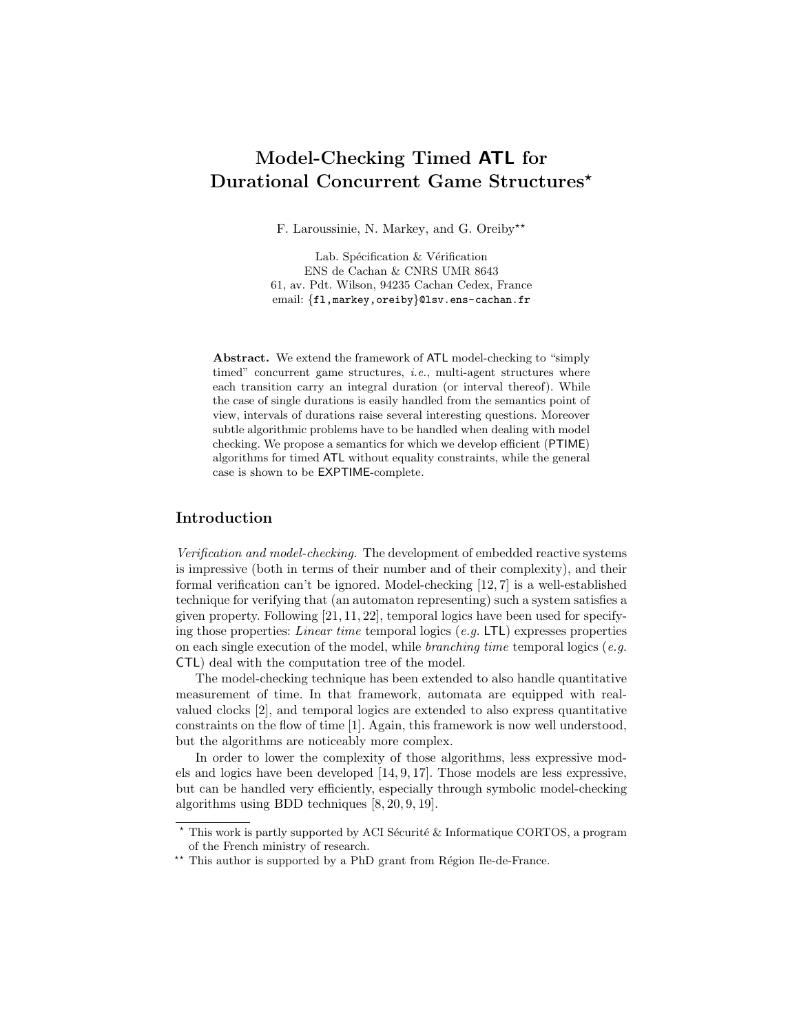# Model-Checking Timed **ATL** for Durational Concurrent Game Structures*

F. Laroussinie, N. Markey, and G. Oreiby**

Lab. Spécification & Vérification
ENS de Cachan & CNRS UMR 8643
61, av. Pdt. Wilson, 94235 Cachan Cedex, France
email: {fl,markey,oreiby}@lsv.ens-cachan.fr

**Abstract.** We extend the framework of ATL model-checking to "simply timed" concurrent game structures, *i.e.*, multi-agent structures where each transition carry an integral duration (or interval thereof). While the case of single durations is easily handled from the semantics point of view, intervals of durations raise several interesting questions. Moreover subtle algorithmic problems have to be handled when dealing with model checking. We propose a semantics for which we develop efficient (PTIME) algorithms for timed ATL without equality constraints, while the general case is shown to be EXPTIME-complete.

## Introduction

*Verification and model-checking.* The development of embedded reactive systems is impressive (both in terms of their number and of their complexity), and their formal verification can't be ignored. Model-checking [12, 7] is a well-established technique for verifying that (an automaton representing) such a system satisfies a given property. Following [21, 11, 22], temporal logics have been used for specifying those properties: *Linear time* temporal logics (*e.g.* LTL) expresses properties on each single execution of the model, while *branching time* temporal logics (*e.g.* CTL) deal with the computation tree of the model.

The model-checking technique has been extended to also handle quantitative measurement of time. In that framework, automata are equipped with real-valued clocks [2], and temporal logics are extended to also express quantitative constraints on the flow of time [1]. Again, this framework is now well understood, but the algorithms are noticeably more complex.

In order to lower the complexity of those algorithms, less expressive models and logics have been developed [14, 9, 17]. Those models are less expressive, but can be handled very efficiently, especially through symbolic model-checking algorithms using BDD techniques [8, 20, 9, 19].

* This work is partly supported by ACI Sécurité & Informatique CORTOS, a program of the French ministry of research.

** This author is supported by a PhD grant from Région Ile-de-France.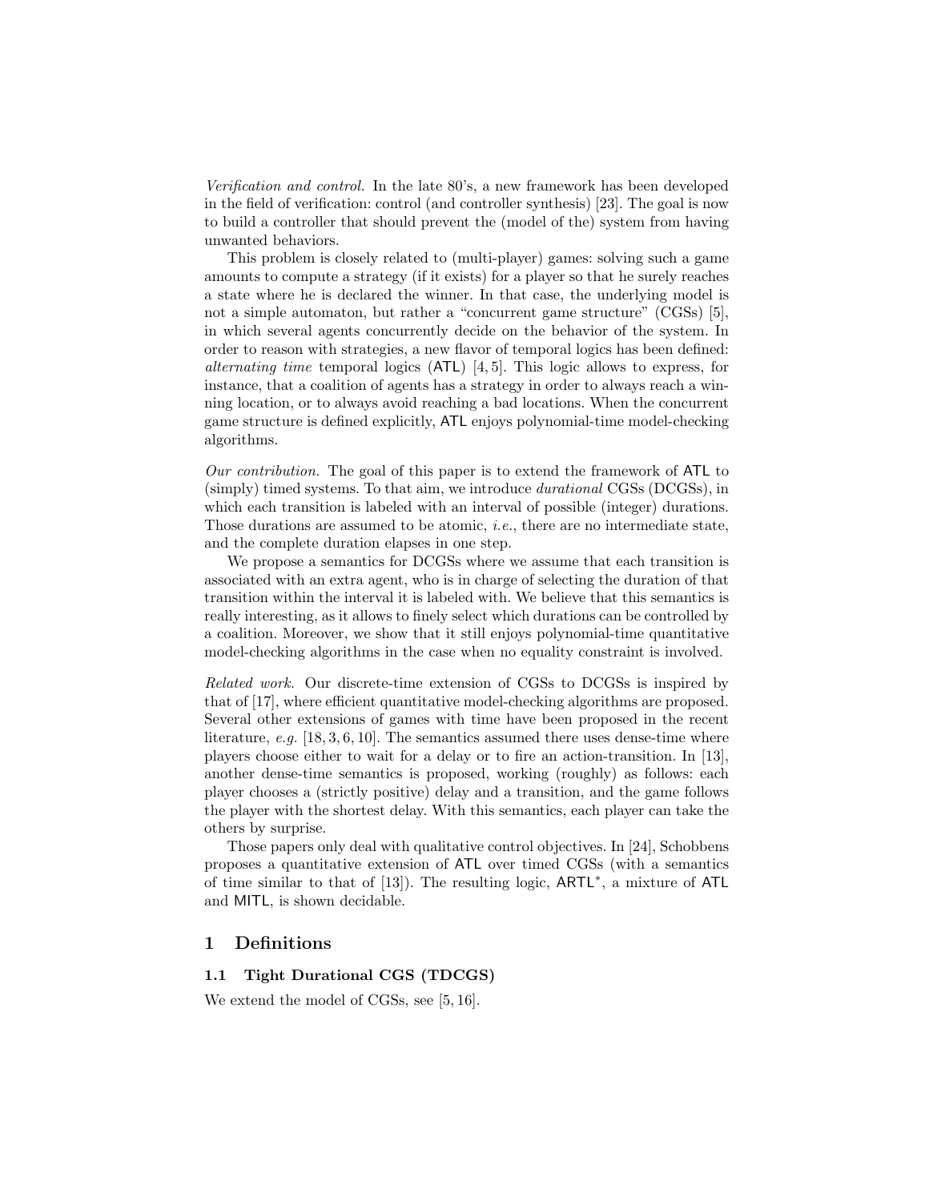*Verification and control.* In the late 80's, a new framework has been developed in the field of verification: control (and controller synthesis) [23]. The goal is now to build a controller that should prevent the (model of the) system from having unwanted behaviors.

This problem is closely related to (multi-player) games: solving such a game amounts to compute a strategy (if it exists) for a player so that he surely reaches a state where he is declared the winner. In that case, the underlying model is not a simple automaton, but rather a "concurrent game structure" (CGSs) [5], in which several agents concurrently decide on the behavior of the system. In order to reason with strategies, a new flavor of temporal logics has been defined: *alternating time* temporal logics (ATL) [4, 5]. This logic allows to express, for instance, that a coalition of agents has a strategy in order to always reach a winning location, or to always avoid reaching a bad locations. When the concurrent game structure is defined explicitly, ATL enjoys polynomial-time model-checking algorithms.

*Our contribution.* The goal of this paper is to extend the framework of ATL to (simply) timed systems. To that aim, we introduce *durational* CGSs (DCGSs), in which each transition is labeled with an interval of possible (integer) durations. Those durations are assumed to be atomic, *i.e.*, there are no intermediate state, and the complete duration elapses in one step.

We propose a semantics for DCGSs where we assume that each transition is associated with an extra agent, who is in charge of selecting the duration of that transition within the interval it is labeled with. We believe that this semantics is really interesting, as it allows to finely select which durations can be controlled by a coalition. Moreover, we show that it still enjoys polynomial-time quantitative model-checking algorithms in the case when no equality constraint is involved.

*Related work.* Our discrete-time extension of CGSs to DCGSs is inspired by that of [17], where efficient quantitative model-checking algorithms are proposed. Several other extensions of games with time have been proposed in the recent literature, *e.g.* [18, 3, 6, 10]. The semantics assumed there uses dense-time where players choose either to wait for a delay or to fire an action-transition. In [13], another dense-time semantics is proposed, working (roughly) as follows: each player chooses a (strictly positive) delay and a transition, and the game follows the player with the shortest delay. With this semantics, each player can take the others by surprise.

Those papers only deal with qualitative control objectives. In [24], Schobbens proposes a quantitative extension of ATL over timed CGSs (with a semantics of time similar to that of [13]). The resulting logic, $\mathsf{ARTL}^*$, a mixture of ATL and MITL, is shown decidable.

# 1 Definitions

## 1.1 Tight Durational CGS (TDCGS)

We extend the model of CGSs, see [5, 16].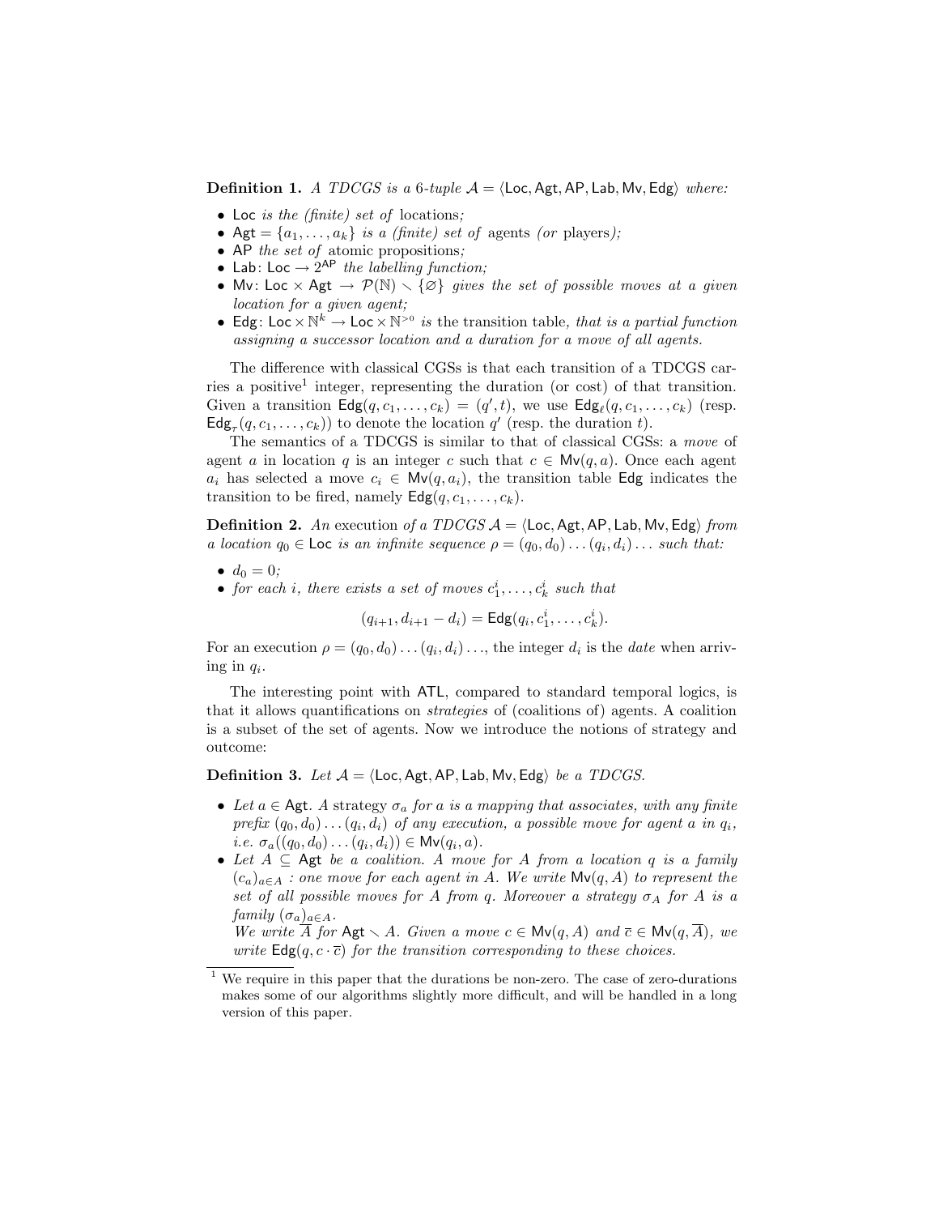**Definition 1.** *A TDCGS is a 6-tuple $\mathcal{A} = \langle \mathsf{Loc}, \mathsf{Agt}, \mathsf{AP}, \mathsf{Lab}, \mathsf{Mv}, \mathsf{Edg} \rangle$ where:*

- $\mathsf{Loc}$ *is the (finite) set of* locations*;*
- $\mathsf{Agt} = \{a_1, \ldots, a_k\}$ *is a (finite) set of* agents *(or* players*);*
- $\mathsf{AP}$ *the set of* atomic propositions*;*
- $\mathsf{Lab} \colon \mathsf{Loc} \to 2^{\mathsf{AP}}$ *the labelling function;*
- $\mathsf{Mv} \colon \mathsf{Loc} \times \mathsf{Agt} \to \mathcal{P}(\mathbb{N}) \smallsetminus \{\varnothing\}$ *gives the set of possible moves at a given location for a given agent;*
- $\mathsf{Edg} \colon \mathsf{Loc} \times \mathbb{N}^k \to \mathsf{Loc} \times \mathbb{N}^{>0}$ *is* the transition table*, that is a partial function assigning a successor location and a duration for a move of all agents.*

The difference with classical CGSs is that each transition of a TDCGS carries a positive[1] integer, representing the duration (or cost) of that transition. Given a transition $\mathsf{Edg}(q, c_1, \ldots, c_k) = (q', t)$, we use $\mathsf{Edg}_\ell(q, c_1, \ldots, c_k)$ (resp. $\mathsf{Edg}_\tau(q, c_1, \ldots, c_k)$) to denote the location $q'$ (resp. the duration $t$).

The semantics of a TDCGS is similar to that of classical CGSs: a *move* of agent $a$ in location $q$ is an integer $c$ such that $c \in \mathsf{Mv}(q, a)$. Once each agent $a_i$ has selected a move $c_i \in \mathsf{Mv}(q, a_i)$, the transition table $\mathsf{Edg}$ indicates the transition to be fired, namely $\mathsf{Edg}(q, c_1, \ldots, c_k)$.

**Definition 2.** *An* execution *of a TDCGS $\mathcal{A} = \langle \mathsf{Loc}, \mathsf{Agt}, \mathsf{AP}, \mathsf{Lab}, \mathsf{Mv}, \mathsf{Edg} \rangle$ from a location $q_0 \in \mathsf{Loc}$ is an infinite sequence $\rho = (q_0, d_0) \ldots (q_i, d_i) \ldots$ such that:*

- $d_0 = 0$*;*
- *for each $i$, there exists a set of moves $c_1^i, \ldots, c_k^i$ such that*

$$(q_{i+1}, d_{i+1} - d_i) = \mathsf{Edg}(q_i, c_1^i, \ldots, c_k^i).$$

For an execution $\rho = (q_0, d_0) \ldots (q_i, d_i) \ldots$, the integer $d_i$ is the *date* when arriving in $q_i$.

The interesting point with ATL, compared to standard temporal logics, is that it allows quantifications on *strategies* of (coalitions of) agents. A coalition is a subset of the set of agents. Now we introduce the notions of strategy and outcome:

**Definition 3.** *Let $\mathcal{A} = \langle \mathsf{Loc}, \mathsf{Agt}, \mathsf{AP}, \mathsf{Lab}, \mathsf{Mv}, \mathsf{Edg} \rangle$ be a TDCGS.*

- *Let $a \in \mathsf{Agt}$. A* strategy *$\sigma_a$ for $a$ is a mapping that associates, with any finite prefix $(q_0, d_0) \ldots (q_i, d_i)$ of any execution, a possible move for agent $a$ in $q_i$, i.e. $\sigma_a((q_0, d_0) \ldots (q_i, d_i)) \in \mathsf{Mv}(q_i, a)$.*
- *Let $A \subseteq \mathsf{Agt}$ be a coalition. A move for $A$ from a location $q$ is a family $(c_a)_{a \in A}$ : one move for each agent in $A$. We write $\mathsf{Mv}(q, A)$ to represent the set of all possible moves for $A$ from $q$. Moreover a strategy $\sigma_A$ for $A$ is a family $(\sigma_a)_{a \in A}$.*
  *We write $\overline{A}$ for $\mathsf{Agt} \smallsetminus A$. Given a move $c \in \mathsf{Mv}(q, A)$ and $\overline{c} \in \mathsf{Mv}(q, \overline{A})$, we write $\mathsf{Edg}(q, c \cdot \overline{c})$ for the transition corresponding to these choices.*

[1] We require in this paper that the durations be non-zero. The case of zero-durations makes some of our algorithms slightly more difficult, and will be handled in a long version of this paper.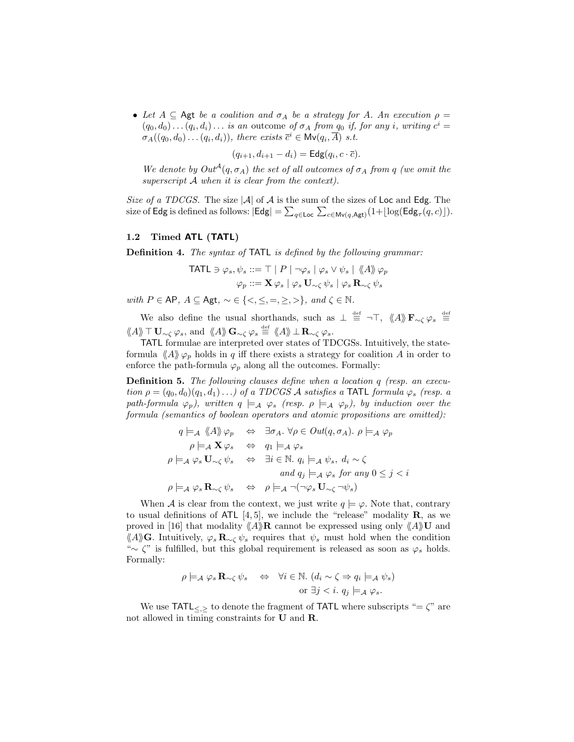- *Let $A \subseteq \mathsf{Agt}$ be a coalition and $\sigma_A$ be a strategy for $A$. An execution $\rho = (q_0, d_0) \ldots (q_i, d_i) \ldots$ is an* outcome *of $\sigma_A$ from $q_0$ if, for any $i$, writing $c^i = \sigma_A((q_0, d_0) \ldots (q_i, d_i))$, there exists $\overline{c}^i \in \mathsf{Mv}(q_i, \overline{A})$ s.t.*

$$(q_{i+1}, d_{i+1} - d_i) = \mathsf{Edg}(q_i, c \cdot \overline{c}).$$

*We denote by $Out^{\mathcal{A}}(q, \sigma_A)$ the set of all outcomes of $\sigma_A$ from $q$ (we omit the superscript $\mathcal{A}$ when it is clear from the context).*

*Size of a TDCGS.* The size $|\mathcal{A}|$ of $\mathcal{A}$ is the sum of the sizes of $\mathsf{Loc}$ and $\mathsf{Edg}$. The size of $\mathsf{Edg}$ is defined as follows: $|\mathsf{Edg}| = \sum_{q \in \mathsf{Loc}} \sum_{c \in \mathsf{Mv}(q, \mathsf{Agt})} (1 + \lfloor \log(\mathsf{Edg}_\tau(q, c) \rfloor)$.

### 1.2 Timed ATL (TATL)

**Definition 4.** *The syntax of* TATL *is defined by the following grammar:*

$$\mathsf{TATL} \ni \varphi_s, \psi_s ::= \top \mid P \mid \neg \varphi_s \mid \varphi_s \vee \psi_s \mid \langle\!\langle A \rangle\!\rangle\, \varphi_p$$
$$\varphi_p ::= \mathbf{X}\, \varphi_s \mid \varphi_s \,\mathbf{U}_{\sim \zeta}\, \psi_s \mid \varphi_s \,\mathbf{R}_{\sim \zeta}\, \psi_s$$

*with $P \in \mathsf{AP}$, $A \subseteq \mathsf{Agt}$, $\sim \in \{<, \leq, =, \geq, >\}$, and $\zeta \in \mathbb{N}$.*

We also define the usual shorthands, such as $\bot \stackrel{\text{def}}{\equiv} \neg \top$, $\langle\!\langle A \rangle\!\rangle\, \mathbf{F}_{\sim \zeta}\, \varphi_s \stackrel{\text{def}}{\equiv} \langle\!\langle A \rangle\!\rangle\, \top \,\mathbf{U}_{\sim \zeta}\, \varphi_s$, and $\langle\!\langle A \rangle\!\rangle\, \mathbf{G}_{\sim \zeta}\, \varphi_s \stackrel{\text{def}}{\equiv} \langle\!\langle A \rangle\!\rangle\, \bot \,\mathbf{R}_{\sim \zeta}\, \varphi_s$.

TATL formulae are interpreted over states of TDCGSs. Intuitively, the state-formula $\langle\!\langle A \rangle\!\rangle\, \varphi_p$ holds in $q$ iff there exists a strategy for coalition $A$ in order to enforce the path-formula $\varphi_p$ along all the outcomes. Formally:

**Definition 5.** *The following clauses define when a location $q$ (resp. an execution $\rho = (q_0, d_0)(q_1, d_1) \ldots$) of a TDCGS $\mathcal{A}$ satisfies a* TATL *formula $\varphi_s$ (resp. a path-formula $\varphi_p$), written $q \models_{\mathcal{A}} \varphi_s$ (resp. $\rho \models_{\mathcal{A}} \varphi_p$), by induction over the formula (semantics of boolean operators and atomic propositions are omitted):*

$$
\begin{aligned}
q \models_{\mathcal{A}} \langle\!\langle A \rangle\!\rangle\, \varphi_p \quad &\Leftrightarrow \quad \exists \sigma_A.\ \forall \rho \in Out(q, \sigma_A).\ \rho \models_{\mathcal{A}} \varphi_p \\
\rho \models_{\mathcal{A}} \mathbf{X}\, \varphi_s \quad &\Leftrightarrow \quad q_1 \models_{\mathcal{A}} \varphi_s \\
\rho \models_{\mathcal{A}} \varphi_s \,\mathbf{U}_{\sim \zeta}\, \psi_s \quad &\Leftrightarrow \quad \exists i \in \mathbb{N}.\ q_i \models_{\mathcal{A}} \psi_s,\ d_i \sim \zeta \\
&\qquad\quad \text{and } q_j \models_{\mathcal{A}} \varphi_s \text{ for any } 0 \leq j < i \\
\rho \models_{\mathcal{A}} \varphi_s \,\mathbf{R}_{\sim \zeta}\, \psi_s \quad &\Leftrightarrow \quad \rho \models_{\mathcal{A}} \neg(\neg \varphi_s \,\mathbf{U}_{\sim \zeta}\, \neg \psi_s)
\end{aligned}
$$

When $\mathcal{A}$ is clear from the context, we just write $q \models \varphi$. Note that, contrary to usual definitions of ATL [4, 5], we include the "release" modality $\mathbf{R}$, as we proved in [16] that modality $\langle\!\langle A \rangle\!\rangle \mathbf{R}$ cannot be expressed using only $\langle\!\langle A \rangle\!\rangle \mathbf{U}$ and $\langle\!\langle A \rangle\!\rangle \mathbf{G}$. Intuitively, $\varphi_s \,\mathbf{R}_{\sim \zeta}\, \psi_s$ requires that $\psi_s$ must hold when the condition "$\sim \zeta$" is fulfilled, but this global requirement is released as soon as $\varphi_s$ holds. Formally:

$$
\begin{aligned}
\rho \models_{\mathcal{A}} \varphi_s \,\mathbf{R}_{\sim \zeta}\, \psi_s \quad \Leftrightarrow \quad &\forall i \in \mathbb{N}.\ (d_i \sim \zeta \Rightarrow q_i \models_{\mathcal{A}} \psi_s) \\
&\text{or } \exists j < i.\ q_j \models_{\mathcal{A}} \varphi_s.
\end{aligned}
$$

We use $\mathsf{TATL}_{\leq, \geq}$ to denote the fragment of TATL where subscripts "$= \zeta$" are not allowed in timing constraints for $\mathbf{U}$ and $\mathbf{R}$.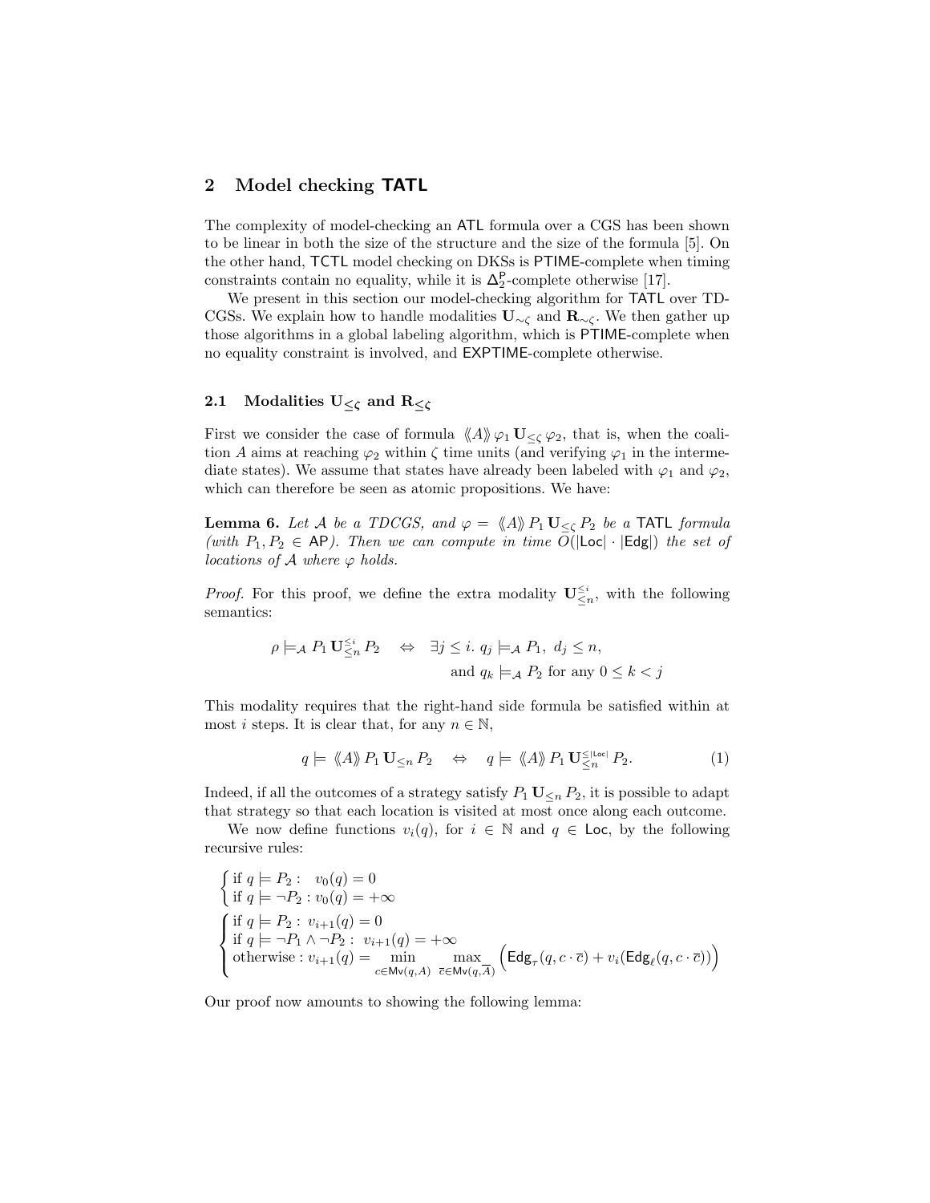## 2 Model checking TATL

The complexity of model-checking an ATL formula over a CGS has been shown to be linear in both the size of the structure and the size of the formula [5]. On the other hand, TCTL model checking on DKSs is PTIME-complete when timing constraints contain no equality, while it is $\Delta_2^{\mathsf{P}}$-complete otherwise [17].

We present in this section our model-checking algorithm for TATL over TD-CGSs. We explain how to handle modalities $\mathbf{U}_{\sim\zeta}$ and $\mathbf{R}_{\sim\zeta}$. We then gather up those algorithms in a global labeling algorithm, which is PTIME-complete when no equality constraint is involved, and EXPTIME-complete otherwise.

### 2.1 Modalities $\mathbf{U}_{\leq\zeta}$ and $\mathbf{R}_{\leq\zeta}$

First we consider the case of formula $\langle\!\langle A\rangle\!\rangle\, \varphi_1 \,\mathbf{U}_{\leq\zeta}\, \varphi_2$, that is, when the coalition $A$ aims at reaching $\varphi_2$ within $\zeta$ time units (and verifying $\varphi_1$ in the intermediate states). We assume that states have already been labeled with $\varphi_1$ and $\varphi_2$, which can therefore be seen as atomic propositions. We have:

**Lemma 6.** *Let $\mathcal{A}$ be a TDCGS, and $\varphi = \langle\!\langle A\rangle\!\rangle\, P_1 \,\mathbf{U}_{\leq\zeta}\, P_2$ be a TATL formula (with $P_1, P_2 \in \mathsf{AP}$). Then we can compute in time $O(|\mathsf{Loc}| \cdot |\mathsf{Edg}|)$ the set of locations of $\mathcal{A}$ where $\varphi$ holds.*

*Proof.* For this proof, we define the extra modality $\mathbf{U}^{\leq i}_{\leq n}$, with the following semantics:

$$\rho \models_{\mathcal{A}} P_1 \,\mathbf{U}^{\leq i}_{\leq n}\, P_2 \quad \Leftrightarrow \quad \exists j \leq i.\ q_j \models_{\mathcal{A}} P_1,\ d_j \leq n, \\ \text{and } q_k \models_{\mathcal{A}} P_2 \text{ for any } 0 \leq k < j$$

This modality requires that the right-hand side formula be satisfied within at most $i$ steps. It is clear that, for any $n \in \mathbb{N}$,

$$q \models \langle\!\langle A\rangle\!\rangle\, P_1 \,\mathbf{U}_{\leq n}\, P_2 \quad \Leftrightarrow \quad q \models \langle\!\langle A\rangle\!\rangle\, P_1 \,\mathbf{U}^{\leq|\mathsf{Loc}|}_{\leq n}\, P_2. \tag{1}$$

Indeed, if all the outcomes of a strategy satisfy $P_1 \,\mathbf{U}_{\leq n}\, P_2$, it is possible to adapt that strategy so that each location is visited at most once along each outcome.

We now define functions $v_i(q)$, for $i \in \mathbb{N}$ and $q \in \mathsf{Loc}$, by the following recursive rules:

$$\begin{cases} \text{if } q \models P_2 : \quad v_0(q) = 0 \\ \text{if } q \models \neg P_2 : v_0(q) = +\infty \end{cases}$$

$$\begin{cases} \text{if } q \models P_2 :\ v_{i+1}(q) = 0 \\ \text{if } q \models \neg P_1 \wedge \neg P_2 :\ v_{i+1}(q) = +\infty \\ \text{otherwise} : v_{i+1}(q) = \min\limits_{c \in \mathsf{Mv}(q,A)} \max\limits_{\overline{c} \in \mathsf{Mv}(q,\overline{A})} \Big( \mathsf{Edg}_\tau(q, c \cdot \overline{c}) + v_i(\mathsf{Edg}_\ell(q, c \cdot \overline{c})) \Big) \end{cases}$$

Our proof now amounts to showing the following lemma: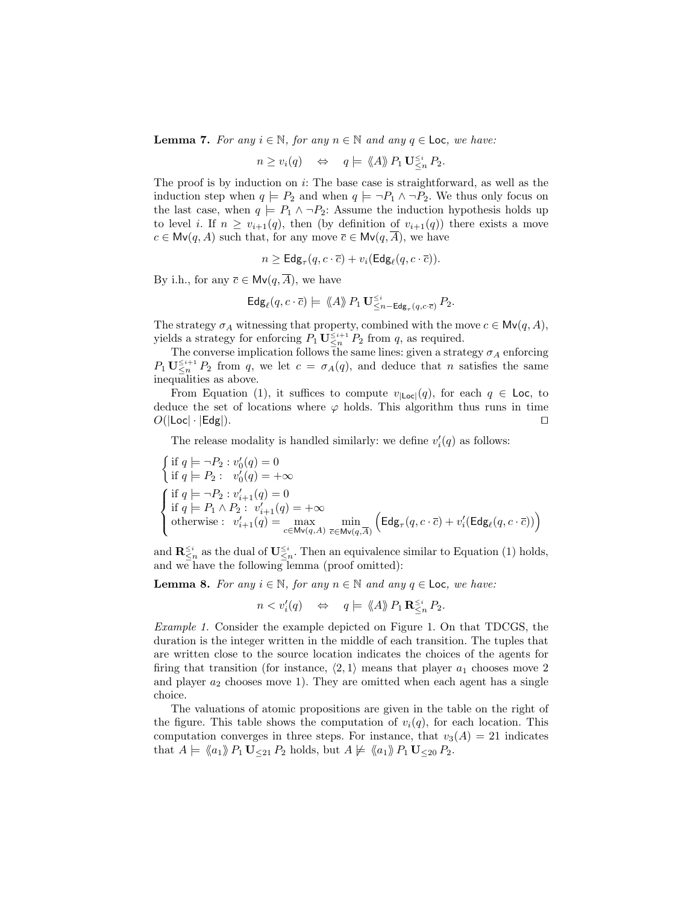**Lemma 7.** *For any $i \in \mathbb{N}$, for any $n \in \mathbb{N}$ and any $q \in \mathsf{Loc}$, we have:*

$$n \geq v_i(q) \quad \Leftrightarrow \quad q \models \langle\!\langle A \rangle\!\rangle\, P_1 \,\mathbf{U}^{\leq i}_{\leq n}\, P_2.$$

The proof is by induction on $i$: The base case is straightforward, as well as the induction step when $q \models P_2$ and when $q \models \neg P_1 \wedge \neg P_2$. We thus only focus on the last case, when $q \models P_1 \wedge \neg P_2$: Assume the induction hypothesis holds up to level $i$. If $n \geq v_{i+1}(q)$, then (by definition of $v_{i+1}(q)$) there exists a move $c \in \mathsf{Mv}(q, A)$ such that, for any move $\overline{c} \in \mathsf{Mv}(q, \overline{A})$, we have

$$n \geq \mathsf{Edg}_\tau(q, c \cdot \overline{c}) + v_i(\mathsf{Edg}_\ell(q, c \cdot \overline{c})).$$

By i.h., for any $\overline{c} \in \mathsf{Mv}(q, \overline{A})$, we have

$$\mathsf{Edg}_\ell(q, c \cdot \overline{c}) \models \langle\!\langle A \rangle\!\rangle\, P_1 \,\mathbf{U}^{\leq i}_{\leq n - \mathsf{Edg}_\tau(q, c \cdot \overline{c})}\, P_2.$$

The strategy $\sigma_A$ witnessing that property, combined with the move $c \in \mathsf{Mv}(q, A)$, yields a strategy for enforcing $P_1 \,\mathbf{U}^{\leq i+1}_{\leq n}\, P_2$ from $q$, as required.

The converse implication follows the same lines: given a strategy $\sigma_A$ enforcing $P_1 \,\mathbf{U}^{\leq i+1}_{\leq n}\, P_2$ from $q$, we let $c = \sigma_A(q)$, and deduce that $n$ satisfies the same inequalities as above.

From Equation (1), it suffices to compute $v_{|\mathsf{Loc}|}(q)$, for each $q \in \mathsf{Loc}$, to deduce the set of locations where $\varphi$ holds. This algorithm thus runs in time $O(|\mathsf{Loc}| \cdot |\mathsf{Edg}|)$. ◻

The release modality is handled similarly: we define $v'_i(q)$ as follows:

$$\begin{cases} \text{if } q \models \neg P_2 : v'_0(q) = 0 \\ \text{if } q \models P_2 : \;\; v'_0(q) = +\infty \end{cases}$$

$$\begin{cases} \text{if } q \models \neg P_2 : v'_{i+1}(q) = 0 \\ \text{if } q \models P_1 \wedge P_2 : \;\; v'_{i+1}(q) = +\infty \\ \text{otherwise} : \;\; v'_{i+1}(q) = \max\limits_{c \in \mathsf{Mv}(q,A)} \; \min\limits_{\overline{c} \in \mathsf{Mv}(q,\overline{A})} \Big( \mathsf{Edg}_\tau(q, c \cdot \overline{c}) + v'_i(\mathsf{Edg}_\ell(q, c \cdot \overline{c})) \Big) \end{cases}$$

and $\mathbf{R}^{\leq i}_{\leq n}$ as the dual of $\mathbf{U}^{\leq i}_{\leq n}$. Then an equivalence similar to Equation (1) holds, and we have the following lemma (proof omitted):

**Lemma 8.** *For any $i \in \mathbb{N}$, for any $n \in \mathbb{N}$ and any $q \in \mathsf{Loc}$, we have:*

$$n < v'_i(q) \quad \Leftrightarrow \quad q \models \langle\!\langle A \rangle\!\rangle\, P_1 \,\mathbf{R}^{\leq i}_{\leq n}\, P_2.$$

*Example 1.* Consider the example depicted on Figure 1. On that TDCGS, the duration is the integer written in the middle of each transition. The tuples that are written close to the source location indicates the choices of the agents for firing that transition (for instance, $\langle 2, 1 \rangle$ means that player $a_1$ chooses move 2 and player $a_2$ chooses move 1). They are omitted when each agent has a single choice.

The valuations of atomic propositions are given in the table on the right of the figure. This table shows the computation of $v_i(q)$, for each location. This computation converges in three steps. For instance, that $v_3(A) = 21$ indicates that $A \models \langle\!\langle a_1 \rangle\!\rangle\, P_1 \,\mathbf{U}_{\leq 21}\, P_2$ holds, but $A \not\models \langle\!\langle a_1 \rangle\!\rangle\, P_1 \,\mathbf{U}_{\leq 20}\, P_2$.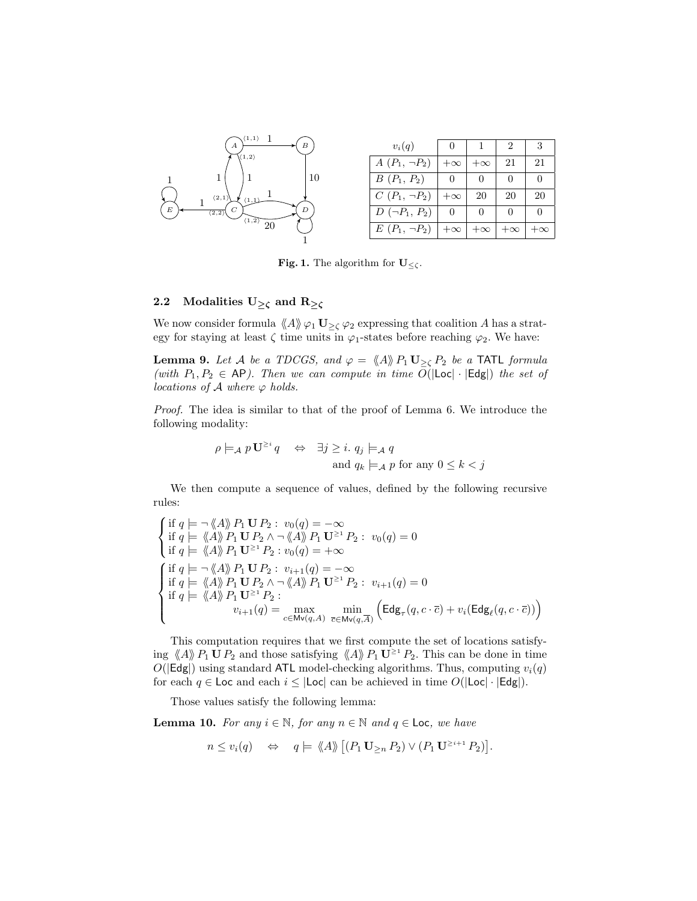| $v_i(q)$ | 0 | 1 | 2 | 3 |
|---|---|---|---|---|
| $A$ ($P_1$, $\neg P_2$) | $+\infty$ | $+\infty$ | 21 | 21 |
| $B$ ($P_1$, $P_2$) | 0 | 0 | 0 | 0 |
| $C$ ($P_1$, $\neg P_2$) | $+\infty$ | 20 | 20 | 20 |
| $D$ ($\neg P_1$, $P_2$) | 0 | 0 | 0 | 0 |
| $E$ ($P_1$, $\neg P_2$) | $+\infty$ | $+\infty$ | $+\infty$ | $+\infty$ |

**Fig. 1.** The algorithm for $\mathbf{U}_{\leq\zeta}$.

## 2.2 Modalities $\mathbf{U}_{\geq\zeta}$ and $\mathbf{R}_{\geq\zeta}$

We now consider formula $\langle\!\langle A\rangle\!\rangle\, \varphi_1 \,\mathbf{U}_{\geq\zeta}\, \varphi_2$ expressing that coalition $A$ has a strategy for staying at least $\zeta$ time units in $\varphi_1$-states before reaching $\varphi_2$. We have:

**Lemma 9.** *Let $\mathcal{A}$ be a TDCGS, and $\varphi = \langle\!\langle A\rangle\!\rangle\, P_1 \,\mathbf{U}_{\geq\zeta}\, P_2$ be a* TATL *formula (with $P_1, P_2 \in \mathsf{AP}$). Then we can compute in time $O(|\mathsf{Loc}|\cdot|\mathsf{Edg}|)$ the set of locations of $\mathcal{A}$ where $\varphi$ holds.*

*Proof.* The idea is similar to that of the proof of Lemma 6. We introduce the following modality:

$$\rho \models_{\mathcal{A}} p \,\mathbf{U}^{\geq i}\, q \quad\Leftrightarrow\quad \exists j \geq i.\ q_j \models_{\mathcal{A}} q \text{ and } q_k \models_{\mathcal{A}} p \text{ for any } 0 \leq k < j$$

We then compute a sequence of values, defined by the following recursive rules:

$$\begin{cases} \text{if } q \models \neg\langle\!\langle A\rangle\!\rangle\, P_1 \,\mathbf{U}\, P_2:\ v_0(q) = -\infty \\ \text{if } q \models \langle\!\langle A\rangle\!\rangle\, P_1 \,\mathbf{U}\, P_2 \wedge \neg\langle\!\langle A\rangle\!\rangle\, P_1 \,\mathbf{U}^{\geq 1}\, P_2:\ v_0(q) = 0 \\ \text{if } q \models \langle\!\langle A\rangle\!\rangle\, P_1 \,\mathbf{U}^{\geq 1}\, P_2 : v_0(q) = +\infty \end{cases}$$

$$\begin{cases} \text{if } q \models \neg\langle\!\langle A\rangle\!\rangle\, P_1 \,\mathbf{U}\, P_2:\ v_{i+1}(q) = -\infty \\ \text{if } q \models \langle\!\langle A\rangle\!\rangle\, P_1 \,\mathbf{U}\, P_2 \wedge \neg\langle\!\langle A\rangle\!\rangle\, P_1 \,\mathbf{U}^{\geq 1}\, P_2:\ v_{i+1}(q) = 0 \\ \text{if } q \models \langle\!\langle A\rangle\!\rangle\, P_1 \,\mathbf{U}^{\geq 1}\, P_2 : \\ \qquad v_{i+1}(q) = \max\limits_{c\in\mathsf{Mv}(q,A)}\ \min\limits_{\overline{c}\in\mathsf{Mv}(q,\overline{A})} \Big(\mathsf{Edg}_\tau(q, c\cdot\overline{c}) + v_i(\mathsf{Edg}_\ell(q, c\cdot\overline{c}))\Big) \end{cases}$$

This computation requires that we first compute the set of locations satisfying $\langle\!\langle A\rangle\!\rangle\, P_1 \,\mathbf{U}\, P_2$ and those satisfying $\langle\!\langle A\rangle\!\rangle\, P_1 \,\mathbf{U}^{\geq 1}\, P_2$. This can be done in time $O(|\mathsf{Edg}|)$ using standard ATL model-checking algorithms. Thus, computing $v_i(q)$ for each $q \in \mathsf{Loc}$ and each $i \leq |\mathsf{Loc}|$ can be achieved in time $O(|\mathsf{Loc}|\cdot|\mathsf{Edg}|)$.

Those values satisfy the following lemma:

**Lemma 10.** *For any $i \in \mathbb{N}$, for any $n \in \mathbb{N}$ and $q \in \mathsf{Loc}$, we have*

$$n \leq v_i(q) \quad\Leftrightarrow\quad q \models \langle\!\langle A\rangle\!\rangle \big[(P_1 \,\mathbf{U}_{\geq n}\, P_2) \vee (P_1 \,\mathbf{U}^{\geq i+1}\, P_2)\big].$$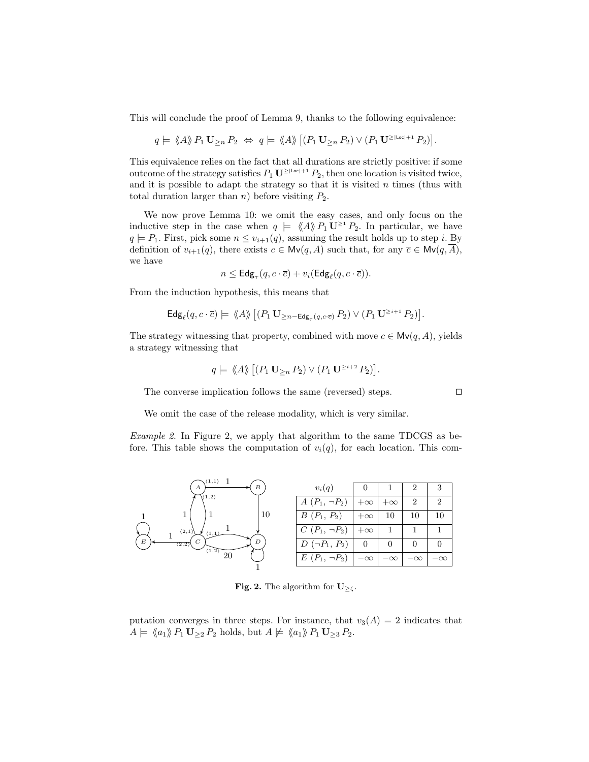This will conclude the proof of Lemma 9, thanks to the following equivalence:

$$q \models \langle\!\langle A \rangle\!\rangle\, P_1 \,\mathbf{U}_{\geq n}\, P_2 \;\Leftrightarrow\; q \models \langle\!\langle A \rangle\!\rangle \left[(P_1 \,\mathbf{U}_{\geq n}\, P_2) \vee (P_1 \,\mathbf{U}^{\geq |\mathsf{Loc}|+1}\, P_2)\right].$$

This equivalence relies on the fact that all durations are strictly positive: if some outcome of the strategy satisfies $P_1 \,\mathbf{U}^{\geq |\mathsf{Loc}|+1}\, P_2$, then one location is visited twice, and it is possible to adapt the strategy so that it is visited $n$ times (thus with total duration larger than $n$) before visiting $P_2$.

We now prove Lemma 10: we omit the easy cases, and only focus on the inductive step in the case when $q \models \langle\!\langle A \rangle\!\rangle\, P_1 \,\mathbf{U}^{\geq 1}\, P_2$. In particular, we have $q \models P_1$. First, pick some $n \leq v_{i+1}(q)$, assuming the result holds up to step $i$. By definition of $v_{i+1}(q)$, there exists $c \in \mathsf{Mv}(q, A)$ such that, for any $\overline{c} \in \mathsf{Mv}(q, \overline{A})$, we have

$$n \leq \mathsf{Edg}_\tau(q, c \cdot \overline{c}) + v_i(\mathsf{Edg}_\ell(q, c \cdot \overline{c})).$$

From the induction hypothesis, this means that

$$\mathsf{Edg}_\ell(q, c \cdot \overline{c}) \models \langle\!\langle A \rangle\!\rangle \left[(P_1 \,\mathbf{U}_{\geq n - \mathsf{Edg}_\tau(q, c \cdot \overline{c})}\, P_2) \vee (P_1 \,\mathbf{U}^{\geq i+1}\, P_2)\right].$$

The strategy witnessing that property, combined with move $c \in \mathsf{Mv}(q, A)$, yields a strategy witnessing that

$$q \models \langle\!\langle A \rangle\!\rangle \left[(P_1 \,\mathbf{U}_{\geq n}\, P_2) \vee (P_1 \,\mathbf{U}^{\geq i+2}\, P_2)\right].$$

The converse implication follows the same (reversed) steps. □

We omit the case of the release modality, which is very similar.

*Example 2.* In Figure 2, we apply that algorithm to the same TDCGS as before. This table shows the computation of $v_i(q)$, for each location. This computation converges in three steps. For instance, that $v_3(A) = 2$ indicates that $A \models \langle\!\langle a_1 \rangle\!\rangle\, P_1 \,\mathbf{U}_{\geq 2}\, P_2$ holds, but $A \not\models \langle\!\langle a_1 \rangle\!\rangle\, P_1 \,\mathbf{U}_{\geq 3}\, P_2$.

| $v_i(q)$ | 0 | 1 | 2 | 3 |
|---|---|---|---|---|
| $A$ ($P_1$, $\neg P_2$) | $+\infty$ | $+\infty$ | 2 | 2 |
| $B$ ($P_1$, $P_2$) | $+\infty$ | 10 | 10 | 10 |
| $C$ ($P_1$, $\neg P_2$) | $+\infty$ | 1 | 1 | 1 |
| $D$ ($\neg P_1$, $P_2$) | 0 | 0 | 0 | 0 |
| $E$ ($P_1$, $\neg P_2$) | $-\infty$ | $-\infty$ | $-\infty$ | $-\infty$ |

**Fig. 2.** The algorithm for $\mathbf{U}_{\geq \zeta}$.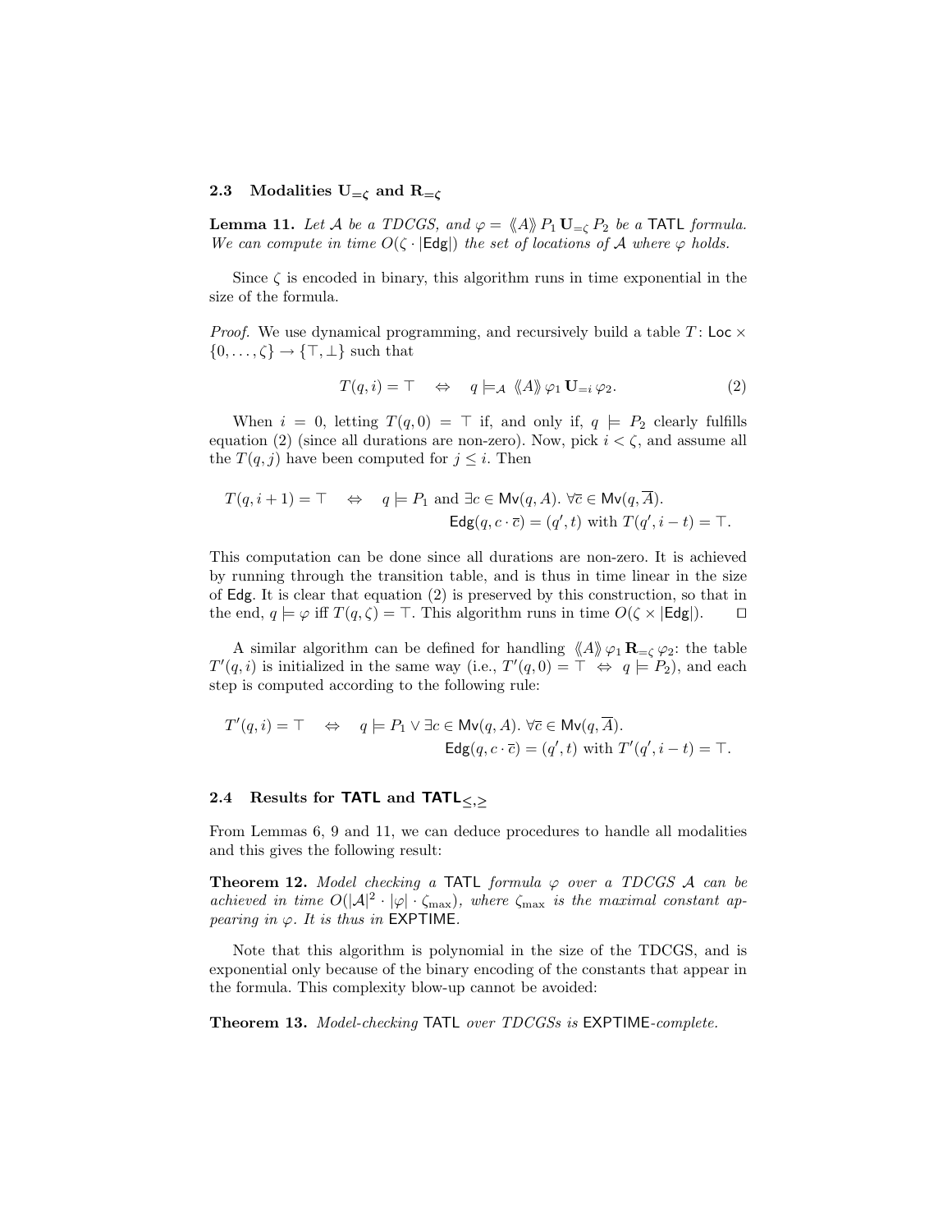### 2.3 Modalities $\mathbf{U}_{=\zeta}$ and $\mathbf{R}_{=\zeta}$

**Lemma 11.** *Let $\mathcal{A}$ be a TDCGS, and $\varphi = \langle\!\langle A \rangle\!\rangle\, P_1 \,\mathbf{U}_{=\zeta}\, P_2$ be a* TATL *formula. We can compute in time $O(\zeta \cdot |\mathsf{Edg}|)$ the set of locations of $\mathcal{A}$ where $\varphi$ holds.*

Since $\zeta$ is encoded in binary, this algorithm runs in time exponential in the size of the formula.

*Proof.* We use dynamical programming, and recursively build a table $T \colon \mathsf{Loc} \times \{0, \ldots, \zeta\} \to \{\top, \bot\}$ such that

$$T(q, i) = \top \quad \Leftrightarrow \quad q \models_{\mathcal{A}} \langle\!\langle A \rangle\!\rangle\, \varphi_1 \,\mathbf{U}_{=i}\, \varphi_2. \tag{2}$$

When $i = 0$, letting $T(q, 0) = \top$ if, and only if, $q \models P_2$ clearly fulfills equation (2) (since all durations are non-zero). Now, pick $i < \zeta$, and assume all the $T(q, j)$ have been computed for $j \leq i$. Then

$$\begin{aligned} T(q, i+1) = \top \quad \Leftrightarrow \quad & q \models P_1 \text{ and } \exists c \in \mathsf{Mv}(q, A).\ \forall \overline{c} \in \mathsf{Mv}(q, \overline{A}). \\ & \mathsf{Edg}(q, c \cdot \overline{c}) = (q', t) \text{ with } T(q', i - t) = \top. \end{aligned}$$

This computation can be done since all durations are non-zero. It is achieved by running through the transition table, and is thus in time linear in the size of $\mathsf{Edg}$. It is clear that equation (2) is preserved by this construction, so that in the end, $q \models \varphi$ iff $T(q, \zeta) = \top$. This algorithm runs in time $O(\zeta \times |\mathsf{Edg}|)$. $\square$

A similar algorithm can be defined for handling $\langle\!\langle A \rangle\!\rangle\, \varphi_1 \,\mathbf{R}_{=\zeta}\, \varphi_2$: the table $T'(q, i)$ is initialized in the same way (i.e., $T'(q, 0) = \top \;\Leftrightarrow\; q \models P_2$), and each step is computed according to the following rule:

$$\begin{aligned} T'(q, i) = \top \quad \Leftrightarrow \quad & q \models P_1 \vee \exists c \in \mathsf{Mv}(q, A).\ \forall \overline{c} \in \mathsf{Mv}(q, \overline{A}). \\ & \mathsf{Edg}(q, c \cdot \overline{c}) = (q', t) \text{ with } T'(q', i - t) = \top. \end{aligned}$$

### 2.4 Results for TATL and TATL$_{\leq,\geq}$

From Lemmas 6, 9 and 11, we can deduce procedures to handle all modalities and this gives the following result:

**Theorem 12.** *Model checking a* TATL *formula $\varphi$ over a TDCGS $\mathcal{A}$ can be achieved in time $O(|\mathcal{A}|^2 \cdot |\varphi| \cdot \zeta_{\max})$, where $\zeta_{\max}$ is the maximal constant appearing in $\varphi$. It is thus in* EXPTIME.

Note that this algorithm is polynomial in the size of the TDCGS, and is exponential only because of the binary encoding of the constants that appear in the formula. This complexity blow-up cannot be avoided:

**Theorem 13.** *Model-checking* TATL *over TDCGSs is* EXPTIME*-complete.*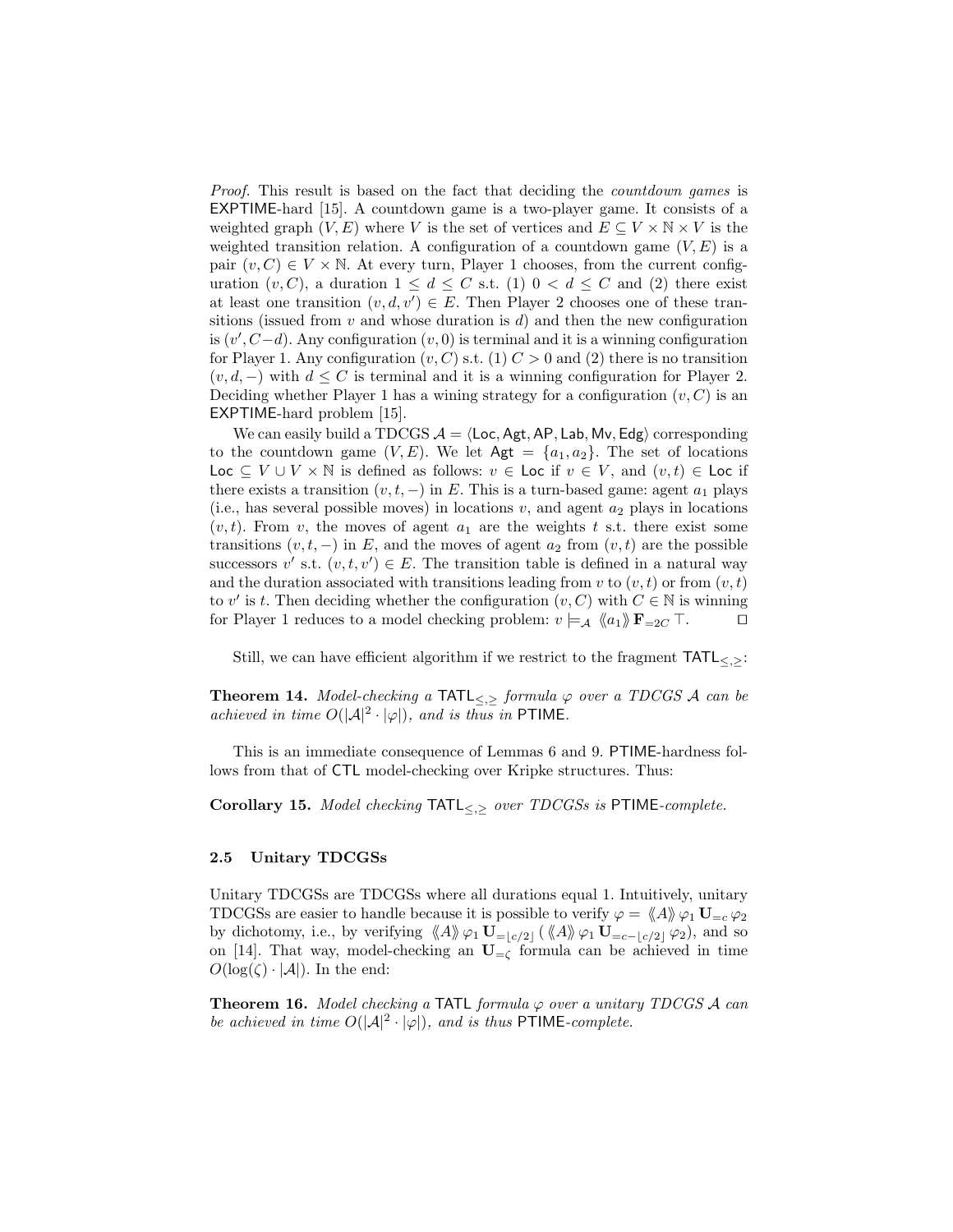*Proof.* This result is based on the fact that deciding the *countdown games* is EXPTIME-hard [15]. A countdown game is a two-player game. It consists of a weighted graph $(V, E)$ where $V$ is the set of vertices and $E \subseteq V \times \mathbb{N} \times V$ is the weighted transition relation. A configuration of a countdown game $(V, E)$ is a pair $(v, C) \in V \times \mathbb{N}$. At every turn, Player 1 chooses, from the current configuration $(v, C)$, a duration $1 \leq d \leq C$ s.t. (1) $0 < d \leq C$ and (2) there exist at least one transition $(v, d, v') \in E$. Then Player 2 chooses one of these transitions (issued from $v$ and whose duration is $d$) and then the new configuration is $(v', C-d)$. Any configuration $(v, 0)$ is terminal and it is a winning configuration for Player 1. Any configuration $(v, C)$ s.t. (1) $C > 0$ and (2) there is no transition $(v, d, -)$ with $d \leq C$ is terminal and it is a winning configuration for Player 2. Deciding whether Player 1 has a wining strategy for a configuration $(v, C)$ is an EXPTIME-hard problem [15].

We can easily build a TDCGS $\mathcal{A} = \langle \mathsf{Loc}, \mathsf{Agt}, \mathsf{AP}, \mathsf{Lab}, \mathsf{Mv}, \mathsf{Edg} \rangle$ corresponding to the countdown game $(V, E)$. We let $\mathsf{Agt} = \{a_1, a_2\}$. The set of locations $\mathsf{Loc} \subseteq V \cup V \times \mathbb{N}$ is defined as follows: $v \in \mathsf{Loc}$ if $v \in V$, and $(v, t) \in \mathsf{Loc}$ if there exists a transition $(v, t, -)$ in $E$. This is a turn-based game: agent $a_1$ plays (i.e., has several possible moves) in locations $v$, and agent $a_2$ plays in locations $(v, t)$. From $v$, the moves of agent $a_1$ are the weights $t$ s.t. there exist some transitions $(v, t, -)$ in $E$, and the moves of agent $a_2$ from $(v, t)$ are the possible successors $v'$ s.t. $(v, t, v') \in E$. The transition table is defined in a natural way and the duration associated with transitions leading from $v$ to $(v, t)$ or from $(v, t)$ to $v'$ is $t$. Then deciding whether the configuration $(v, C)$ with $C \in \mathbb{N}$ is winning for Player 1 reduces to a model checking problem: $v \models_{\mathcal{A}} \langle\!\langle a_1 \rangle\!\rangle \, \mathbf{F}_{=2C} \, \top$. ◻

Still, we can have efficient algorithm if we restrict to the fragment $\mathsf{TATL}_{\leq,\geq}$:

**Theorem 14.** *Model-checking a $\mathsf{TATL}_{\leq,\geq}$ formula $\varphi$ over a TDCGS $\mathcal{A}$ can be achieved in time $O(|\mathcal{A}|^2 \cdot |\varphi|)$, and is thus in* PTIME.

This is an immediate consequence of Lemmas 6 and 9. PTIME-hardness follows from that of CTL model-checking over Kripke structures. Thus:

**Corollary 15.** *Model checking $\mathsf{TATL}_{\leq,\geq}$ over TDCGSs is* PTIME*-complete.*

### 2.5 Unitary TDCGSs

Unitary TDCGSs are TDCGSs where all durations equal 1. Intuitively, unitary TDCGSs are easier to handle because it is possible to verify $\varphi = \langle\!\langle A \rangle\!\rangle \, \varphi_1 \, \mathbf{U}_{=c} \, \varphi_2$ by dichotomy, i.e., by verifying $\langle\!\langle A \rangle\!\rangle \, \varphi_1 \, \mathbf{U}_{=\lfloor c/2 \rfloor} \, (\langle\!\langle A \rangle\!\rangle \, \varphi_1 \, \mathbf{U}_{=c-\lfloor c/2 \rfloor} \, \varphi_2)$, and so on [14]. That way, model-checking an $\mathbf{U}_{=\zeta}$ formula can be achieved in time $O(\log(\zeta) \cdot |\mathcal{A}|)$. In the end:

**Theorem 16.** *Model checking a* TATL *formula $\varphi$ over a unitary TDCGS $\mathcal{A}$ can be achieved in time $O(|\mathcal{A}|^2 \cdot |\varphi|)$, and is thus* PTIME*-complete.*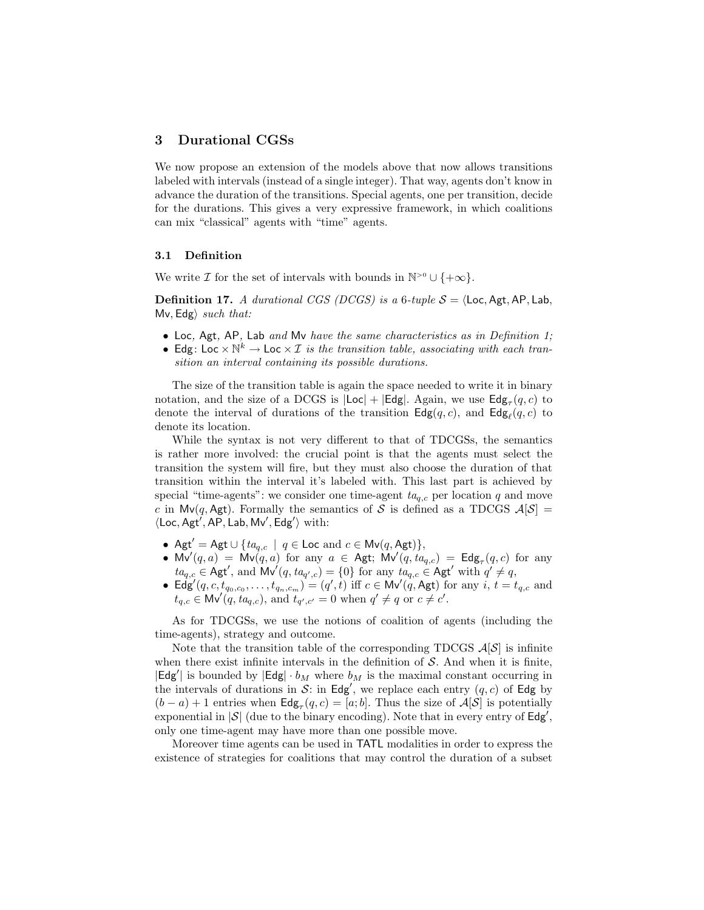## 3 Durational CGSs

We now propose an extension of the models above that now allows transitions labeled with intervals (instead of a single integer). That way, agents don't know in advance the duration of the transitions. Special agents, one per transition, decide for the durations. This gives a very expressive framework, in which coalitions can mix "classical" agents with "time" agents.

### 3.1 Definition

We write $\mathcal{I}$ for the set of intervals with bounds in $\mathbb{N}^{>0} \cup \{+\infty\}$.

**Definition 17.** *A durational CGS (DCGS) is a 6-tuple $\mathcal{S} = \langle \mathsf{Loc}, \mathsf{Agt}, \mathsf{AP}, \mathsf{Lab}, \mathsf{Mv}, \mathsf{Edg}\rangle$ such that:*

- $\mathsf{Loc}$*,* $\mathsf{Agt}$*,* $\mathsf{AP}$*,* $\mathsf{Lab}$ *and* $\mathsf{Mv}$ *have the same characteristics as in Definition 1;*
- $\mathsf{Edg}\colon \mathsf{Loc} \times \mathbb{N}^k \to \mathsf{Loc} \times \mathcal{I}$ *is the transition table, associating with each transition an interval containing its possible durations.*

The size of the transition table is again the space needed to write it in binary notation, and the size of a DCGS is $|\mathsf{Loc}| + |\mathsf{Edg}|$. Again, we use $\mathsf{Edg}_\tau(q, c)$ to denote the interval of durations of the transition $\mathsf{Edg}(q, c)$, and $\mathsf{Edg}_\ell(q, c)$ to denote its location.

While the syntax is not very different to that of TDCGSs, the semantics is rather more involved: the crucial point is that the agents must select the transition the system will fire, but they must also choose the duration of that transition within the interval it's labeled with. This last part is achieved by special "time-agents": we consider one time-agent $ta_{q,c}$ per location $q$ and move $c$ in $\mathsf{Mv}(q, \mathsf{Agt})$. Formally the semantics of $\mathcal{S}$ is defined as a TDCGS $\mathcal{A}[\mathcal{S}] = \langle \mathsf{Loc}, \mathsf{Agt}', \mathsf{AP}, \mathsf{Lab}, \mathsf{Mv}', \mathsf{Edg}'\rangle$ with:

- $\mathsf{Agt}' = \mathsf{Agt} \cup \{ta_{q,c} \mid q \in \mathsf{Loc} \text{ and } c \in \mathsf{Mv}(q, \mathsf{Agt})\}$,
- $\mathsf{Mv}'(q, a) = \mathsf{Mv}(q, a)$ for any $a \in \mathsf{Agt}$; $\mathsf{Mv}'(q, ta_{q,c}) = \mathsf{Edg}_\tau(q, c)$ for any $ta_{q,c} \in \mathsf{Agt}'$, and $\mathsf{Mv}'(q, ta_{q',c}) = \{0\}$ for any $ta_{q,c} \in \mathsf{Agt}'$ with $q' \neq q$,
- $\mathsf{Edg}'(q, c, t_{q_0,c_0}, \ldots, t_{q_n,c_m}) = (q', t)$ iff $c \in \mathsf{Mv}'(q, \mathsf{Agt})$ for any $i$, $t = t_{q,c}$ and $t_{q,c} \in \mathsf{Mv}'(q, ta_{q,c})$, and $t_{q',c'} = 0$ when $q' \neq q$ or $c \neq c'$.

As for TDCGSs, we use the notions of coalition of agents (including the time-agents), strategy and outcome.

Note that the transition table of the corresponding TDCGS $\mathcal{A}[\mathcal{S}]$ is infinite when there exist infinite intervals in the definition of $\mathcal{S}$. And when it is finite, $|\mathsf{Edg}'|$ is bounded by $|\mathsf{Edg}| \cdot b_M$ where $b_M$ is the maximal constant occurring in the intervals of durations in $\mathcal{S}$: in $\mathsf{Edg}'$, we replace each entry $(q, c)$ of $\mathsf{Edg}$ by $(b - a) + 1$ entries when $\mathsf{Edg}_\tau(q, c) = [a; b]$. Thus the size of $\mathcal{A}[\mathcal{S}]$ is potentially exponential in $|\mathcal{S}|$ (due to the binary encoding). Note that in every entry of $\mathsf{Edg}'$, only one time-agent may have more than one possible move.

Moreover time agents can be used in TATL modalities in order to express the existence of strategies for coalitions that may control the duration of a subset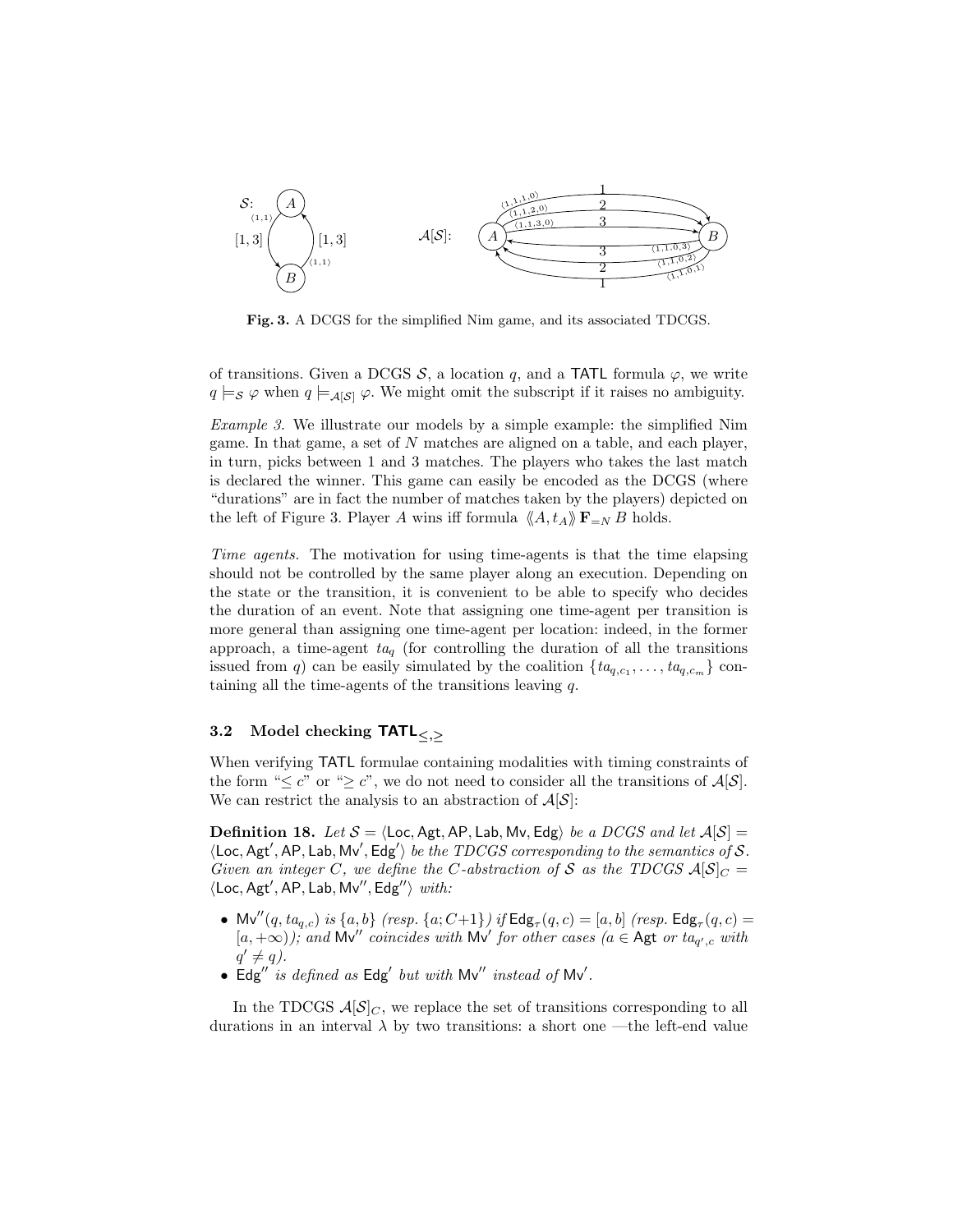Fig. 3. A DCGS for the simplified Nim game, and its associated TDCGS.

of transitions. Given a DCGS $\mathcal{S}$, a location $q$, and a TATL formula $\varphi$, we write $q \models_{\mathcal{S}} \varphi$ when $q \models_{\mathcal{A}[\mathcal{S}]} \varphi$. We might omit the subscript if it raises no ambiguity.

*Example 3.* We illustrate our models by a simple example: the simplified Nim game. In that game, a set of $N$ matches are aligned on a table, and each player, in turn, picks between 1 and 3 matches. The players who takes the last match is declared the winner. This game can easily be encoded as the DCGS (where "durations" are in fact the number of matches taken by the players) depicted on the left of Figure 3. Player $A$ wins iff formula $\langle\!\langle A, t_A \rangle\!\rangle\, \mathbf{F}_{=N}\, B$ holds.

*Time agents.* The motivation for using time-agents is that the time elapsing should not be controlled by the same player along an execution. Depending on the state or the transition, it is convenient to be able to specify who decides the duration of an event. Note that assigning one time-agent per transition is more general than assigning one time-agent per location: indeed, in the former approach, a time-agent $ta_q$ (for controlling the duration of all the transitions issued from $q$) can be easily simulated by the coalition $\{ta_{q,c_1}, \ldots, ta_{q,c_m}\}$ containing all the time-agents of the transitions leaving $q$.

### 3.2 Model checking $\mathsf{TATL}_{\leq,\geq}$

When verifying TATL formulae containing modalities with timing constraints of the form "$\leq c$" or "$\geq c$", we do not need to consider all the transitions of $\mathcal{A}[\mathcal{S}]$. We can restrict the analysis to an abstraction of $\mathcal{A}[\mathcal{S}]$:

**Definition 18.** *Let $\mathcal{S} = \langle \mathsf{Loc}, \mathsf{Agt}, \mathsf{AP}, \mathsf{Lab}, \mathsf{Mv}, \mathsf{Edg}\rangle$ be a DCGS and let $\mathcal{A}[\mathcal{S}] = \langle \mathsf{Loc}, \mathsf{Agt}', \mathsf{AP}, \mathsf{Lab}, \mathsf{Mv}', \mathsf{Edg}'\rangle$ be the TDCGS corresponding to the semantics of $\mathcal{S}$. Given an integer $C$, we define the $C$-abstraction of $\mathcal{S}$ as the TDCGS $\mathcal{A}[\mathcal{S}]_C = \langle \mathsf{Loc}, \mathsf{Agt}', \mathsf{AP}, \mathsf{Lab}, \mathsf{Mv}'', \mathsf{Edg}''\rangle$ with:*

- $\mathsf{Mv}''(q, ta_{q,c})$ *is* $\{a, b\}$ *(resp.* $\{a; C{+}1\}$*) if* $\mathsf{Edg}_\tau(q, c) = [a, b]$ *(resp.* $\mathsf{Edg}_\tau(q, c) = [a, +\infty)$*); and* $\mathsf{Mv}''$ *coincides with* $\mathsf{Mv}'$ *for other cases (*$a \in \mathsf{Agt}$ *or* $ta_{q',c}$ *with* $q' \neq q$*).*
- $\mathsf{Edg}''$ *is defined as* $\mathsf{Edg}'$ *but with* $\mathsf{Mv}''$ *instead of* $\mathsf{Mv}'$*.*

In the TDCGS $\mathcal{A}[\mathcal{S}]_C$, we replace the set of transitions corresponding to all durations in an interval $\lambda$ by two transitions: a short one —the left-end value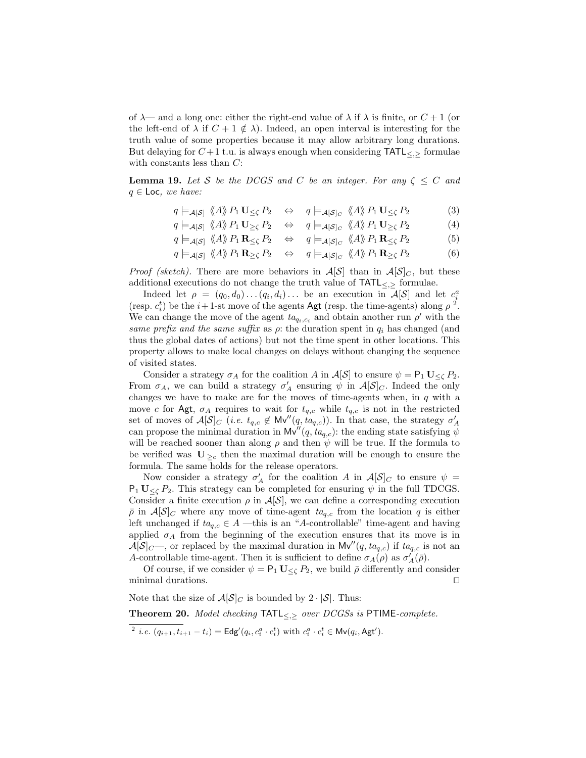of $\lambda$— and a long one: either the right-end value of $\lambda$ if $\lambda$ is finite, or $C+1$ (or the left-end of $\lambda$ if $C+1 \notin \lambda$). Indeed, an open interval is interesting for the truth value of some properties because it may allow arbitrary long durations. But delaying for $C+1$ t.u. is always enough when considering $\mathsf{TATL}_{\leq,\geq}$ formulae with constants less than $C$:

**Lemma 19.** *Let $\mathcal{S}$ be the DCGS and $C$ be an integer. For any $\zeta \leq C$ and $q \in \mathsf{Loc}$, we have:*

$$q \models_{\mathcal{A}[\mathcal{S}]} \langle\langle A \rangle\rangle\, P_1 \,\mathbf{U}_{\leq\zeta}\, P_2 \quad\Leftrightarrow\quad q \models_{\mathcal{A}[\mathcal{S}]_C} \langle\langle A \rangle\rangle\, P_1 \,\mathbf{U}_{\leq\zeta}\, P_2 \tag{3}$$

$$q \models_{\mathcal{A}[\mathcal{S}]} \langle\langle A \rangle\rangle\, P_1 \,\mathbf{U}_{\geq\zeta}\, P_2 \quad\Leftrightarrow\quad q \models_{\mathcal{A}[\mathcal{S}]_C} \langle\langle A \rangle\rangle\, P_1 \,\mathbf{U}_{\geq\zeta}\, P_2 \tag{4}$$

$$q \models_{\mathcal{A}[\mathcal{S}]} \langle\langle A \rangle\rangle\, P_1 \,\mathbf{R}_{\leq\zeta}\, P_2 \quad\Leftrightarrow\quad q \models_{\mathcal{A}[\mathcal{S}]_C} \langle\langle A \rangle\rangle\, P_1 \,\mathbf{R}_{\leq\zeta}\, P_2 \tag{5}$$

$$q \models_{\mathcal{A}[\mathcal{S}]} \langle\langle A \rangle\rangle\, P_1 \,\mathbf{R}_{\geq\zeta}\, P_2 \quad\Leftrightarrow\quad q \models_{\mathcal{A}[\mathcal{S}]_C} \langle\langle A \rangle\rangle\, P_1 \,\mathbf{R}_{\geq\zeta}\, P_2 \tag{6}$$

*Proof (sketch).* There are more behaviors in $\mathcal{A}[\mathcal{S}]$ than in $\mathcal{A}[\mathcal{S}]_C$, but these additional executions do not change the truth value of $\mathsf{TATL}_{\leq,\geq}$ formulae.

Indeed let $\rho = (q_0, d_0) \ldots (q_i, d_i) \ldots$ be an execution in $\mathcal{A}[\mathcal{S}]$ and let $c_i^a$ (resp. $c_i^t$) be the $i+1$-st move of the agents $\mathsf{Agt}$ (resp. the time-agents) along $\rho$ [2]. We can change the move of the agent $ta_{q_i,c_i}$ and obtain another run $\rho'$ with the *same prefix and the same suffix* as $\rho$: the duration spent in $q_i$ has changed (and thus the global dates of actions) but not the time spent in other locations. This property allows to make local changes on delays without changing the sequence of visited states.

Consider a strategy $\sigma_A$ for the coalition $A$ in $\mathcal{A}[\mathcal{S}]$ to ensure $\psi = \mathsf{P}_1 \,\mathbf{U}_{\leq\zeta}\, P_2$. From $\sigma_A$, we can build a strategy $\sigma'_A$ ensuring $\psi$ in $\mathcal{A}[\mathcal{S}]_C$. Indeed the only changes we have to make are for the moves of time-agents when, in $q$ with a move $c$ for $\mathsf{Agt}$, $\sigma_A$ requires to wait for $t_{q,c}$ while $t_{q,c}$ is not in the restricted set of moves of $\mathcal{A}[\mathcal{S}]_C$ (*i.e.* $t_{q,c} \notin \mathsf{Mv}''(q, ta_{q,c})$). In that case, the strategy $\sigma'_A$ can propose the minimal duration in $\mathsf{Mv}''(q, ta_{q,c})$: the ending state satisfying $\psi$ will be reached sooner than along $\rho$ and then $\psi$ will be true. If the formula to be verified was $\mathbf{U}_{\geq c}$ then the maximal duration will be enough to ensure the formula. The same holds for the release operators.

Now consider a strategy $\sigma'_A$ for the coalition $A$ in $\mathcal{A}[\mathcal{S}]_C$ to ensure $\psi = \mathsf{P}_1 \,\mathbf{U}_{\leq\zeta}\, P_2$. This strategy can be completed for ensuring $\psi$ in the full TDCGS. Consider a finite execution $\rho$ in $\mathcal{A}[\mathcal{S}]$, we can define a corresponding execution $\bar{\rho}$ in $\mathcal{A}[\mathcal{S}]_C$ where any move of time-agent $ta_{q,c}$ from the location $q$ is either left unchanged if $ta_{q,c} \in A$ —this is an "$A$-controllable" time-agent and having applied $\sigma_A$ from the beginning of the execution ensures that its move is in $\mathcal{A}[\mathcal{S}]_C$—, or replaced by the maximal duration in $\mathsf{Mv}''(q, ta_{q,c})$ if $ta_{q,c}$ is not an $A$-controllable time-agent. Then it is sufficient to define $\sigma_A(\rho)$ as $\sigma'_A(\bar{\rho})$.

Of course, if we consider $\psi = \mathsf{P}_1 \,\mathbf{U}_{\leq\zeta}\, P_2$, we build $\bar{\rho}$ differently and consider minimal durations. $\square$

Note that the size of $\mathcal{A}[\mathcal{S}]_C$ is bounded by $2 \cdot |\mathcal{S}|$. Thus:

**Theorem 20.** *Model checking $\mathsf{TATL}_{\leq,\geq}$ over DCGSs is $\mathsf{PTIME}$-complete.*

[2] *i.e.* $(q_{i+1}, t_{i+1} - t_i) = \mathsf{Edg}'(q_i, c_i^a \cdot c_i^t)$ with $c_i^a \cdot c_i^t \in \mathsf{Mv}(q_i, \mathsf{Agt}')$.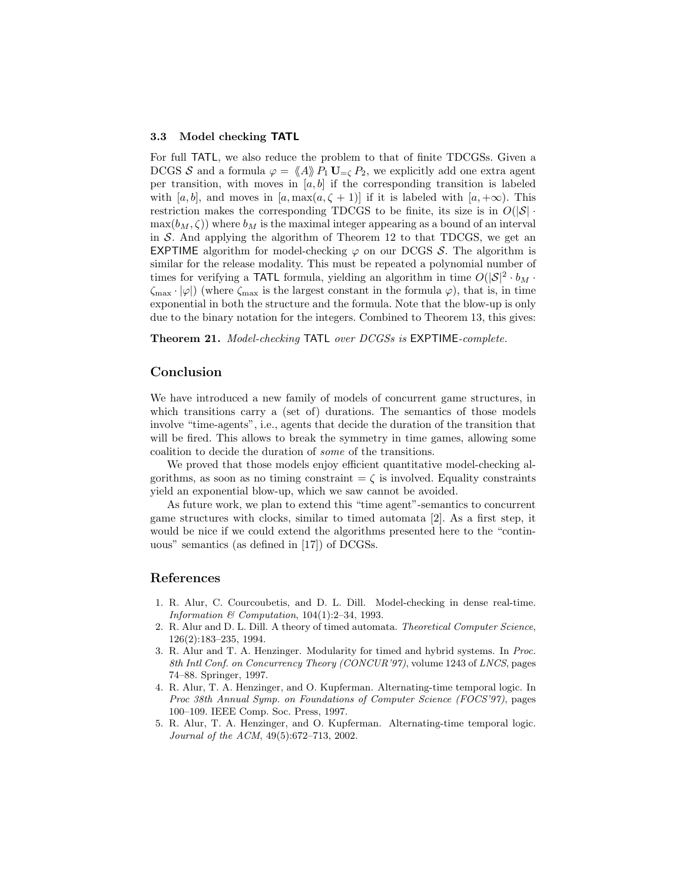### 3.3 Model checking TATL

For full TATL, we also reduce the problem to that of finite TDCGSs. Given a DCGS $\mathcal{S}$ and a formula $\varphi = \langle\!\langle A \rangle\!\rangle\, P_1 \,\mathbf{U}_{=\zeta}\, P_2$, we explicitly add one extra agent per transition, with moves in $[a, b]$ if the corresponding transition is labeled with $[a, b]$, and moves in $[a, \max(a, \zeta + 1)]$ if it is labeled with $[a, +\infty)$. This restriction makes the corresponding TDCGS to be finite, its size is in $O(|\mathcal{S}| \cdot \max(b_M, \zeta))$ where $b_M$ is the maximal integer appearing as a bound of an interval in $\mathcal{S}$. And applying the algorithm of Theorem 12 to that TDCGS, we get an EXPTIME algorithm for model-checking $\varphi$ on our DCGS $\mathcal{S}$. The algorithm is similar for the release modality. This must be repeated a polynomial number of times for verifying a TATL formula, yielding an algorithm in time $O(|\mathcal{S}|^2 \cdot b_M \cdot \zeta_{\max} \cdot |\varphi|)$ (where $\zeta_{\max}$ is the largest constant in the formula $\varphi$), that is, in time exponential in both the structure and the formula. Note that the blow-up is only due to the binary notation for the integers. Combined to Theorem 13, this gives:

**Theorem 21.** *Model-checking* TATL *over DCGSs is* EXPTIME*-complete.*

## Conclusion

We have introduced a new family of models of concurrent game structures, in which transitions carry a (set of) durations. The semantics of those models involve "time-agents", i.e., agents that decide the duration of the transition that will be fired. This allows to break the symmetry in time games, allowing some coalition to decide the duration of *some* of the transitions.

We proved that those models enjoy efficient quantitative model-checking algorithms, as soon as no timing constraint $= \zeta$ is involved. Equality constraints yield an exponential blow-up, which we saw cannot be avoided.

As future work, we plan to extend this "time agent"-semantics to concurrent game structures with clocks, similar to timed automata [2]. As a first step, it would be nice if we could extend the algorithms presented here to the "continuous" semantics (as defined in [17]) of DCGSs.

## References

1. R. Alur, C. Courcoubetis, and D. L. Dill. Model-checking in dense real-time. *Information & Computation*, 104(1):2–34, 1993.
2. R. Alur and D. L. Dill. A theory of timed automata. *Theoretical Computer Science*, 126(2):183–235, 1994.
3. R. Alur and T. A. Henzinger. Modularity for timed and hybrid systems. In *Proc. 8th Intl Conf. on Concurrency Theory (CONCUR'97)*, volume 1243 of *LNCS*, pages 74–88. Springer, 1997.
4. R. Alur, T. A. Henzinger, and O. Kupferman. Alternating-time temporal logic. In *Proc 38th Annual Symp. on Foundations of Computer Science (FOCS'97)*, pages 100–109. IEEE Comp. Soc. Press, 1997.
5. R. Alur, T. A. Henzinger, and O. Kupferman. Alternating-time temporal logic. *Journal of the ACM*, 49(5):672–713, 2002.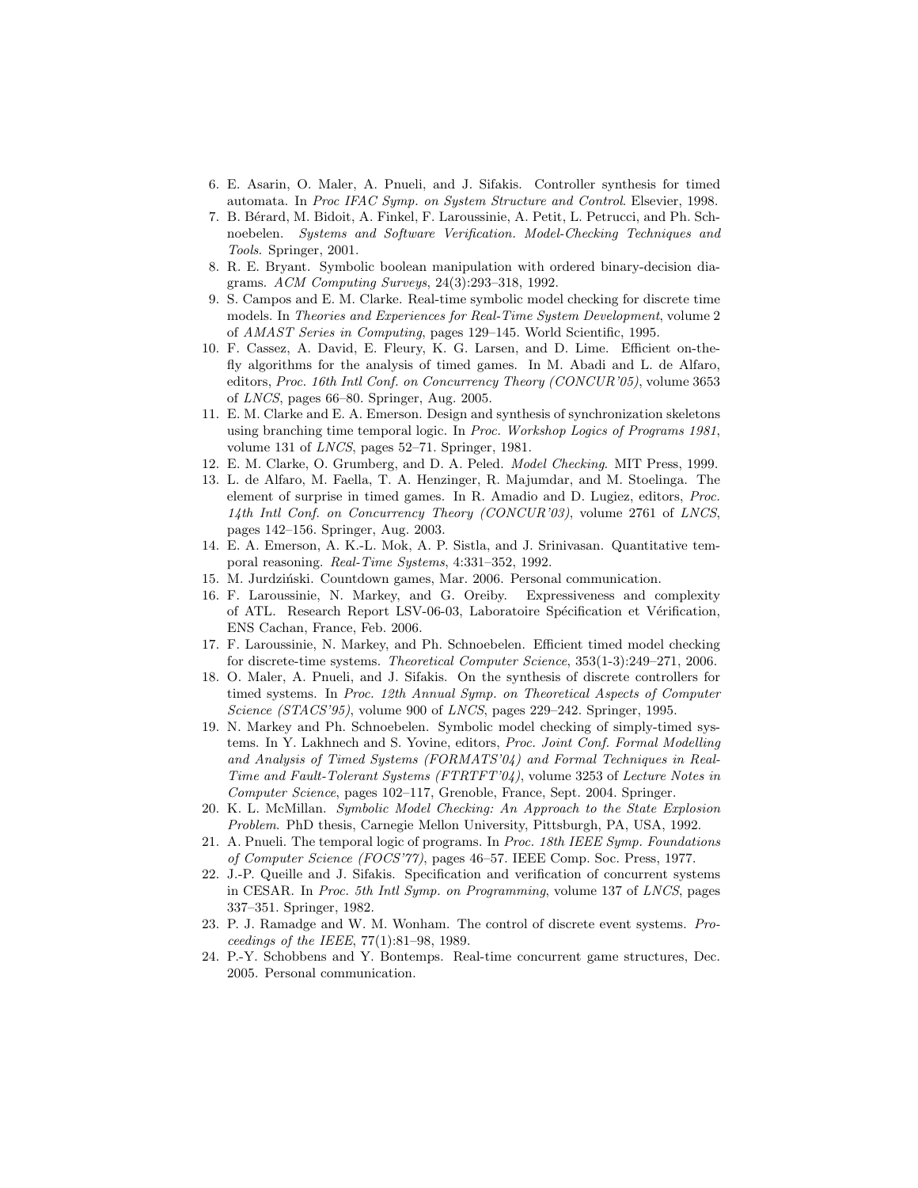6. E. Asarin, O. Maler, A. Pnueli, and J. Sifakis. Controller synthesis for timed automata. In *Proc IFAC Symp. on System Structure and Control*. Elsevier, 1998.
7. B. Bérard, M. Bidoit, A. Finkel, F. Laroussinie, A. Petit, L. Petrucci, and Ph. Schnoebelen. *Systems and Software Verification. Model-Checking Techniques and Tools*. Springer, 2001.
8. R. E. Bryant. Symbolic boolean manipulation with ordered binary-decision diagrams. *ACM Computing Surveys*, 24(3):293–318, 1992.
9. S. Campos and E. M. Clarke. Real-time symbolic model checking for discrete time models. In *Theories and Experiences for Real-Time System Development*, volume 2 of *AMAST Series in Computing*, pages 129–145. World Scientific, 1995.
10. F. Cassez, A. David, E. Fleury, K. G. Larsen, and D. Lime. Efficient on-the-fly algorithms for the analysis of timed games. In M. Abadi and L. de Alfaro, editors, *Proc. 16th Intl Conf. on Concurrency Theory (CONCUR'05)*, volume 3653 of *LNCS*, pages 66–80. Springer, Aug. 2005.
11. E. M. Clarke and E. A. Emerson. Design and synthesis of synchronization skeletons using branching time temporal logic. In *Proc. Workshop Logics of Programs 1981*, volume 131 of *LNCS*, pages 52–71. Springer, 1981.
12. E. M. Clarke, O. Grumberg, and D. A. Peled. *Model Checking*. MIT Press, 1999.
13. L. de Alfaro, M. Faella, T. A. Henzinger, R. Majumdar, and M. Stoelinga. The element of surprise in timed games. In R. Amadio and D. Lugiez, editors, *Proc. 14th Intl Conf. on Concurrency Theory (CONCUR'03)*, volume 2761 of *LNCS*, pages 142–156. Springer, Aug. 2003.
14. E. A. Emerson, A. K.-L. Mok, A. P. Sistla, and J. Srinivasan. Quantitative temporal reasoning. *Real-Time Systems*, 4:331–352, 1992.
15. M. Jurdziński. Countdown games, Mar. 2006. Personal communication.
16. F. Laroussinie, N. Markey, and G. Oreiby. Expressiveness and complexity of ATL. Research Report LSV-06-03, Laboratoire Spécification et Vérification, ENS Cachan, France, Feb. 2006.
17. F. Laroussinie, N. Markey, and Ph. Schnoebelen. Efficient timed model checking for discrete-time systems. *Theoretical Computer Science*, 353(1-3):249–271, 2006.
18. O. Maler, A. Pnueli, and J. Sifakis. On the synthesis of discrete controllers for timed systems. In *Proc. 12th Annual Symp. on Theoretical Aspects of Computer Science (STACS'95)*, volume 900 of *LNCS*, pages 229–242. Springer, 1995.
19. N. Markey and Ph. Schnoebelen. Symbolic model checking of simply-timed systems. In Y. Lakhnech and S. Yovine, editors, *Proc. Joint Conf. Formal Modelling and Analysis of Timed Systems (FORMATS'04) and Formal Techniques in Real-Time and Fault-Tolerant Systems (FTRTFT'04)*, volume 3253 of *Lecture Notes in Computer Science*, pages 102–117, Grenoble, France, Sept. 2004. Springer.
20. K. L. McMillan. *Symbolic Model Checking: An Approach to the State Explosion Problem*. PhD thesis, Carnegie Mellon University, Pittsburgh, PA, USA, 1992.
21. A. Pnueli. The temporal logic of programs. In *Proc. 18th IEEE Symp. Foundations of Computer Science (FOCS'77)*, pages 46–57. IEEE Comp. Soc. Press, 1977.
22. J.-P. Queille and J. Sifakis. Specification and verification of concurrent systems in CESAR. In *Proc. 5th Intl Symp. on Programming*, volume 137 of *LNCS*, pages 337–351. Springer, 1982.
23. P. J. Ramadge and W. M. Wonham. The control of discrete event systems. *Proceedings of the IEEE*, 77(1):81–98, 1989.
24. P.-Y. Schobbens and Y. Bontemps. Real-time concurrent game structures, Dec. 2005. Personal communication.